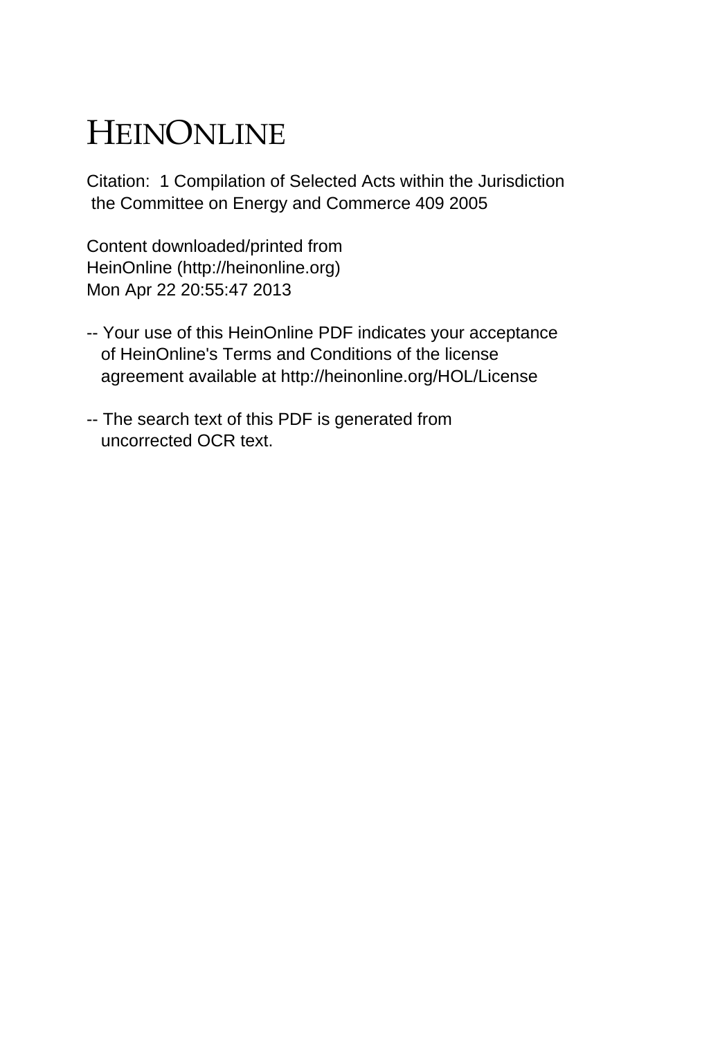# HEINONLINE

Citation: 1 Compilation of Selected Acts within the Jurisdiction the Committee on Energy and Commerce 409 2005

Content downloaded/printed from HeinOnline (http://heinonline.org) Mon Apr 22 20:55:47 2013

-- Your use of this HeinOnline PDF indicates your acceptance of HeinOnline's Terms and Conditions of the license agreement available at http://heinonline.org/HOL/License

-- The search text of this PDF is generated from uncorrected OCR text.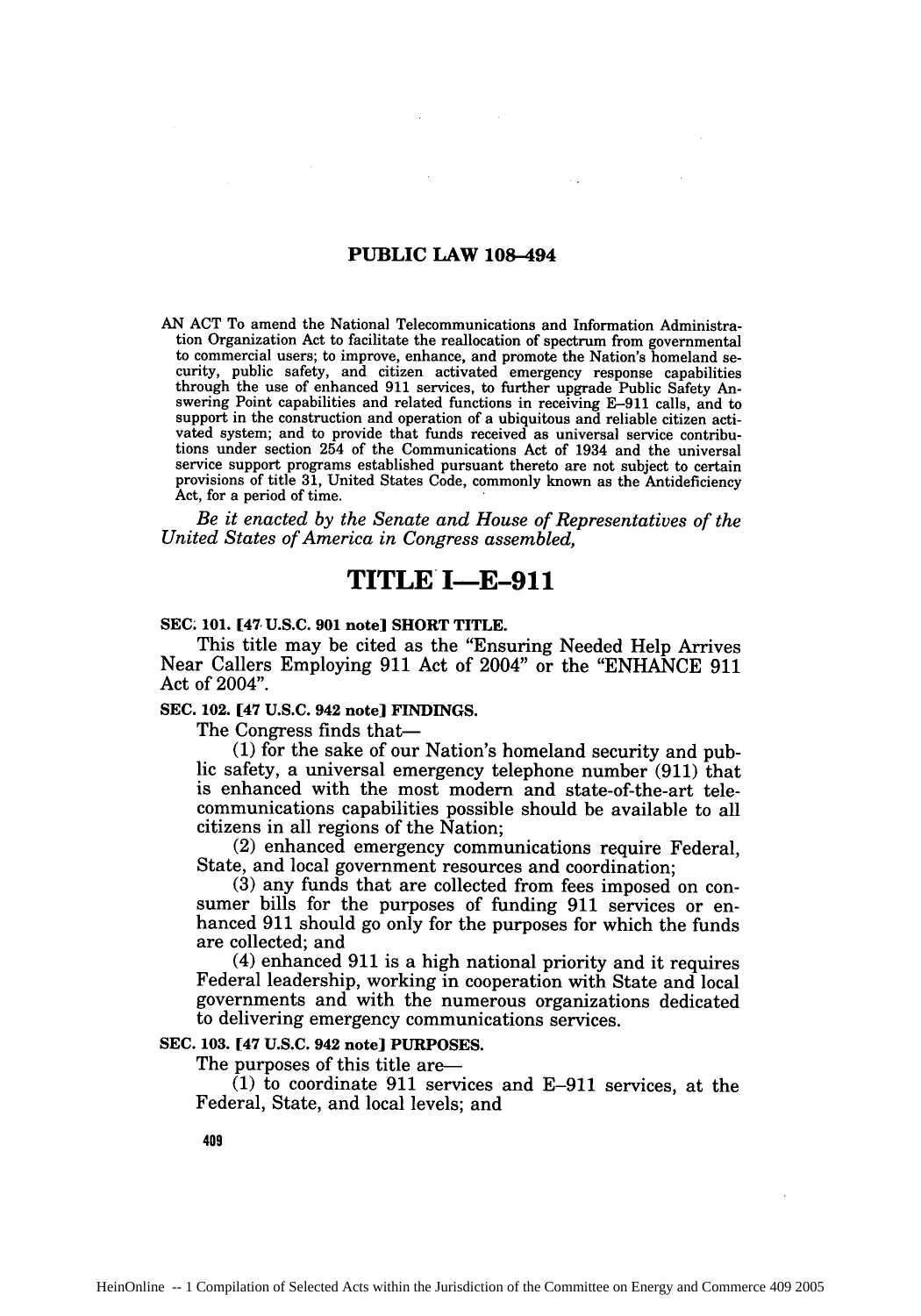# PUBLIC LAW 108–494

AN ACT To amend the National Telecommunications and Information Administration Organization Act to facilitate the reallocation of spectrum from governmental to commercial users; to improve, enhance, and promote the Nation's homeland security, public safety, and citizen activated emergency response capabilities through the use of enhanced 911 services, to further upgrade Public Safety Answering Point capabilities and related functions in receiving E–911 calls, and to support in the construction and operation of a ubiquitous and reliable citizen activated system; and to provide that funds received as universal service contributions under section 254 of the Communications Act of 1934 and the universal service support programs established pursuant thereto are not subject to certain provisions of title 31, United States Code, commonly known as the Antideficiency Act, for a period of time.

*Be it enacted by the Senate and House of Representatives of the United States of America in Congress assembled,*

## TITLE I—E–911

**SEC. 101. [47 U.S.C. 901 note] SHORT TITLE.**

This title may be cited as the "Ensuring Needed Help Arrives Near Callers Employing 911 Act of 2004" or the "ENHANCE 911 Act of 2004".

**SEC. 102. [47 U.S.C. 942 note] FINDINGS.**

The Congress finds that—

(1) for the sake of our Nation's homeland security and public safety, a universal emergency telephone number (911) that is enhanced with the most modern and state-of-the-art telecommunications capabilities possible should be available to all citizens in all regions of the Nation;

(2) enhanced emergency communications require Federal, State, and local government resources and coordination;

(3) any funds that are collected from fees imposed on consumer bills for the purposes of funding 911 services or enhanced 911 should go only for the purposes for which the funds are collected; and

(4) enhanced 911 is a high national priority and it requires Federal leadership, working in cooperation with State and local governments and with the numerous organizations dedicated to delivering emergency communications services.

**SEC. 103. [47 U.S.C. 942 note] PURPOSES.**

The purposes of this title are—

(1) to coordinate 911 services and E–911 services, at the Federal, State, and local levels; and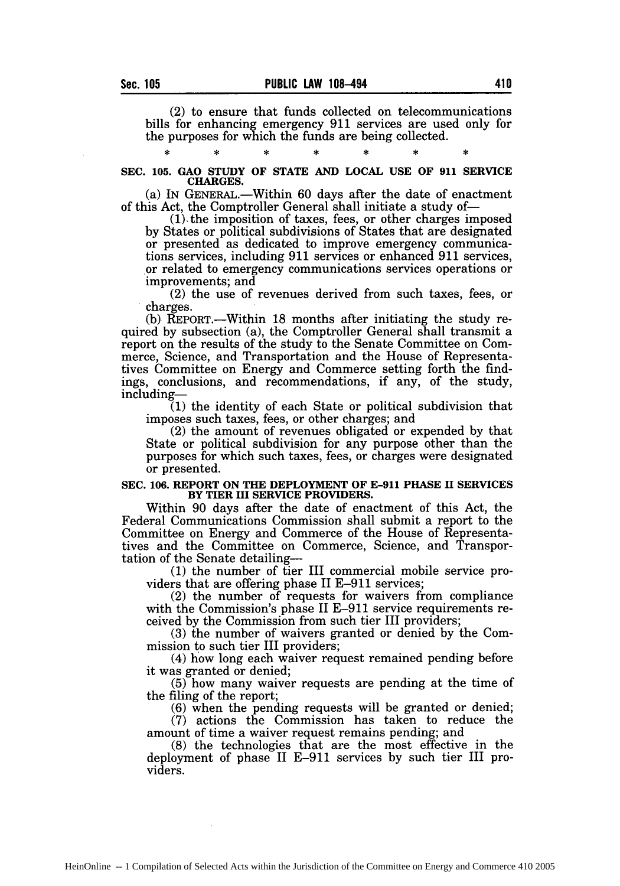(2) to ensure that funds collected on telecommunications bills for enhancing emergency 911 services are used only for the purposes for which the funds are being collected.

\* \* \* \* \* \* \*

**SEC. 105. GAO STUDY OF STATE AND LOCAL USE OF 911 SERVICE CHARGES.**

(a) IN GENERAL.—Within 60 days after the date of enactment of this Act, the Comptroller General shall initiate a study of—

(1) the imposition of taxes, fees, or other charges imposed by States or political subdivisions of States that are designated or presented as dedicated to improve emergency communications services, including 911 services or enhanced 911 services, or related to emergency communications services operations or improvements; and

(2) the use of revenues derived from such taxes, fees, or charges.

(b) REPORT.—Within 18 months after initiating the study required by subsection (a), the Comptroller General shall transmit a report on the results of the study to the Senate Committee on Commerce, Science, and Transportation and the House of Representatives Committee on Energy and Commerce setting forth the findings, conclusions, and recommendations, if any, of the study, including—

(1) the identity of each State or political subdivision that imposes such taxes, fees, or other charges; and

(2) the amount of revenues obligated or expended by that State or political subdivision for any purpose other than the purposes for which such taxes, fees, or charges were designated or presented.

**SEC. 106. REPORT ON THE DEPLOYMENT OF E-911 PHASE II SERVICES BY TIER III SERVICE PROVIDERS.**

Within 90 days after the date of enactment of this Act, the Federal Communications Commission shall submit a report to the Committee on Energy and Commerce of the House of Representatives and the Committee on Commerce, Science, and Transportation of the Senate detailing—

(1) the number of tier III commercial mobile service providers that are offering phase II E-911 services;

(2) the number of requests for waivers from compliance with the Commission's phase II E-911 service requirements received by the Commission from such tier III providers;

(3) the number of waivers granted or denied by the Commission to such tier III providers;

(4) how long each waiver request remained pending before it was granted or denied;

(5) how many waiver requests are pending at the time of the filing of the report;

(6) when the pending requests will be granted or denied;

(7) actions the Commission has taken to reduce the amount of time a waiver request remains pending; and

(8) the technologies that are the most effective in the deployment of phase II E-911 services by such tier III providers.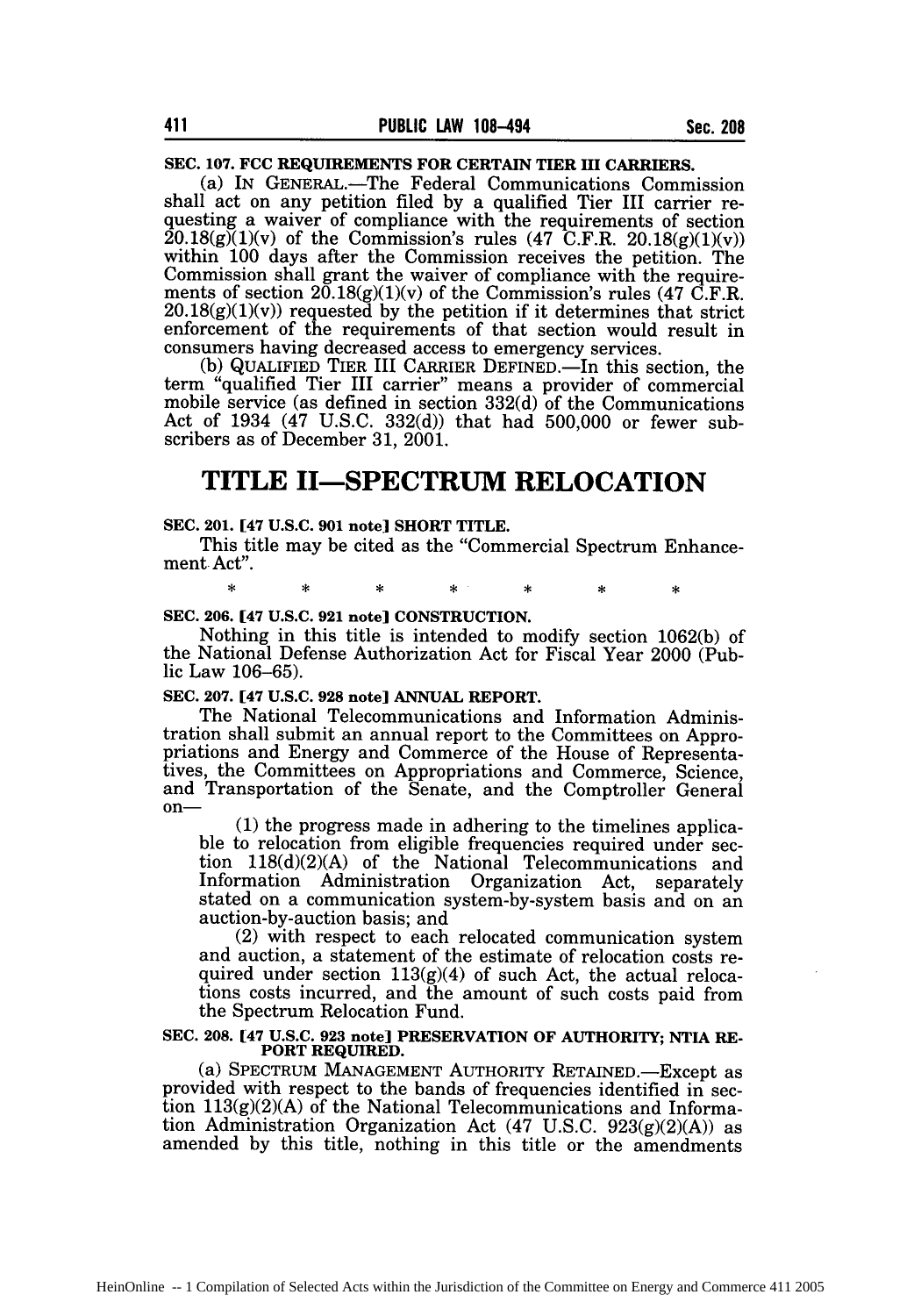**SEC. 107. FCC REQUIREMENTS FOR CERTAIN TIER III CARRIERS.**

(a) IN GENERAL.—The Federal Communications Commission shall act on any petition filed by a qualified Tier III carrier requesting a waiver of compliance with the requirements of section 20.18(g)(1)(v) of the Commission's rules (47 C.F.R. 20.18(g)(1)(v)) within 100 days after the Commission receives the petition. The Commission shall grant the waiver of compliance with the requirements of section 20.18(g)(1)(v) of the Commission's rules (47 C.F.R. 20.18(g)(1)(v)) requested by the petition if it determines that strict enforcement of the requirements of that section would result in consumers having decreased access to emergency services.

(b) QUALIFIED TIER III CARRIER DEFINED.—In this section, the term "qualified Tier III carrier" means a provider of commercial mobile service (as defined in section 332(d) of the Communications Act of 1934 (47 U.S.C. 332(d)) that had 500,000 or fewer subscribers as of December 31, 2001.

# TITLE II—SPECTRUM RELOCATION

**SEC. 201. [47 U.S.C. 901 note] SHORT TITLE.**

This title may be cited as the "Commercial Spectrum Enhancement Act".

\* \* \* \* \* \* \*

**SEC. 206. [47 U.S.C. 921 note] CONSTRUCTION.**

Nothing in this title is intended to modify section 1062(b) of the National Defense Authorization Act for Fiscal Year 2000 (Public Law 106–65).

**SEC. 207. [47 U.S.C. 928 note] ANNUAL REPORT.**

The National Telecommunications and Information Administration shall submit an annual report to the Committees on Appropriations and Energy and Commerce of the House of Representatives, the Committees on Appropriations and Commerce, Science, and Transportation of the Senate, and the Comptroller General on—

(1) the progress made in adhering to the timelines applicable to relocation from eligible frequencies required under section 118(d)(2)(A) of the National Telecommunications and Information Administration Organization Act, separately stated on a communication system-by-system basis and on an auction-by-auction basis; and

(2) with respect to each relocated communication system and auction, a statement of the estimate of relocation costs required under section 113(g)(4) of such Act, the actual relocations costs incurred, and the amount of such costs paid from the Spectrum Relocation Fund.

**SEC. 208. [47 U.S.C. 923 note] PRESERVATION OF AUTHORITY; NTIA REPORT REQUIRED.**

(a) SPECTRUM MANAGEMENT AUTHORITY RETAINED.—Except as provided with respect to the bands of frequencies identified in section 113(g)(2)(A) of the National Telecommunications and Information Administration Organization Act (47 U.S.C. 923(g)(2)(A)) as amended by this title, nothing in this title or the amendments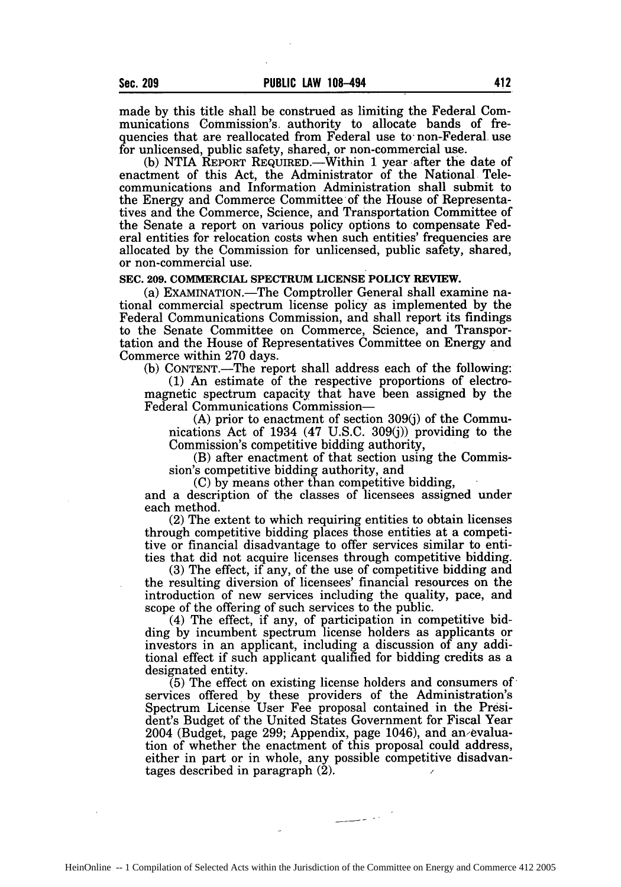made by this title shall be construed as limiting the Federal Communications Commission's authority to allocate bands of frequencies that are reallocated from Federal use to non-Federal use for unlicensed, public safety, shared, or non-commercial use.

(b) NTIA REPORT REQUIRED.—Within 1 year after the date of enactment of this Act, the Administrator of the National Telecommunications and Information Administration shall submit to the Energy and Commerce Committee of the House of Representatives and the Commerce, Science, and Transportation Committee of the Senate a report on various policy options to compensate Federal entities for relocation costs when such entities' frequencies are allocated by the Commission for unlicensed, public safety, shared, or non-commercial use.

**SEC. 209. COMMERCIAL SPECTRUM LICENSE POLICY REVIEW.**

(a) EXAMINATION.—The Comptroller General shall examine national commercial spectrum license policy as implemented by the Federal Communications Commission, and shall report its findings to the Senate Committee on Commerce, Science, and Transportation and the House of Representatives Committee on Energy and Commerce within 270 days.

(b) CONTENT.—The report shall address each of the following:

(1) An estimate of the respective proportions of electromagnetic spectrum capacity that have been assigned by the Federal Communications Commission—

(A) prior to enactment of section 309(j) of the Communications Act of 1934 (47 U.S.C. 309(j)) providing to the Commission's competitive bidding authority,

(B) after enactment of that section using the Commission's competitive bidding authority, and

(C) by means other than competitive bidding,

and a description of the classes of licensees assigned under each method.

(2) The extent to which requiring entities to obtain licenses through competitive bidding places those entities at a competitive or financial disadvantage to offer services similar to entities that did not acquire licenses through competitive bidding.

(3) The effect, if any, of the use of competitive bidding and the resulting diversion of licensees' financial resources on the introduction of new services including the quality, pace, and scope of the offering of such services to the public.

(4) The effect, if any, of participation in competitive bidding by incumbent spectrum license holders as applicants or investors in an applicant, including a discussion of any additional effect if such applicant qualified for bidding credits as a designated entity.

(5) The effect on existing license holders and consumers of services offered by these providers of the Administration's Spectrum License User Fee proposal contained in the President's Budget of the United States Government for Fiscal Year 2004 (Budget, page 299; Appendix, page 1046), and an evaluation of whether the enactment of this proposal could address, either in part or in whole, any possible competitive disadvantages described in paragraph (2).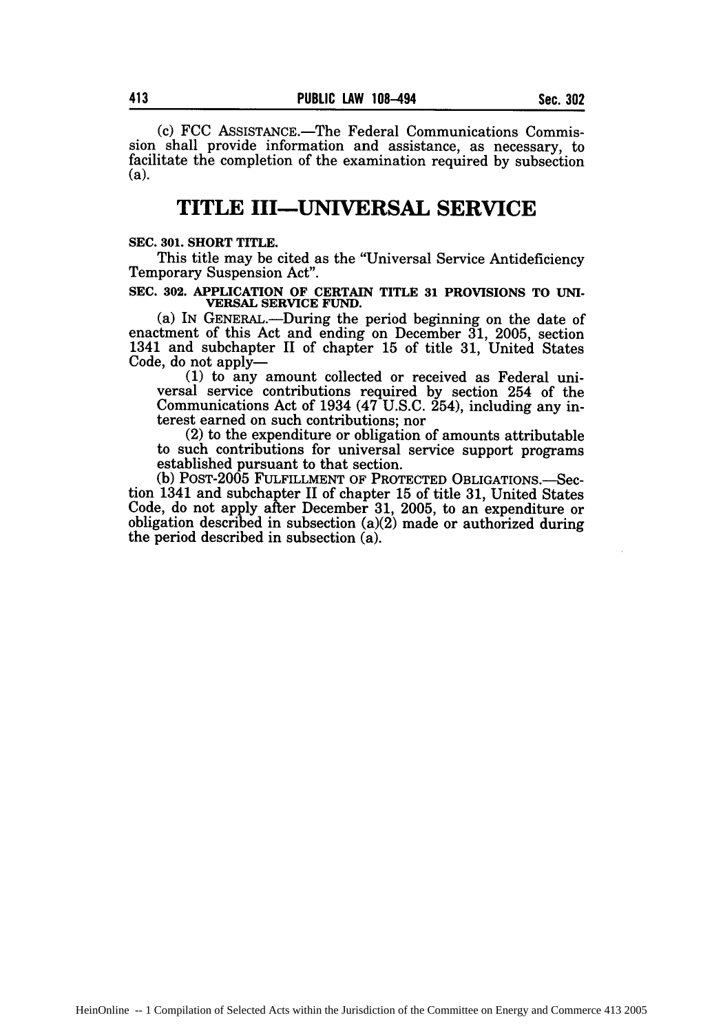(c) FCC ASSISTANCE.—The Federal Communications Commission shall provide information and assistance, as necessary, to facilitate the completion of the examination required by subsection (a).

# TITLE III—UNIVERSAL SERVICE

**SEC. 301. SHORT TITLE.**

This title may be cited as the "Universal Service Antideficiency Temporary Suspension Act".

**SEC. 302. APPLICATION OF CERTAIN TITLE 31 PROVISIONS TO UNIVERSAL SERVICE FUND.**

(a) IN GENERAL.—During the period beginning on the date of enactment of this Act and ending on December 31, 2005, section 1341 and subchapter II of chapter 15 of title 31, United States Code, do not apply—

(1) to any amount collected or received as Federal universal service contributions required by section 254 of the Communications Act of 1934 (47 U.S.C. 254), including any interest earned on such contributions; nor

(2) to the expenditure or obligation of amounts attributable to such contributions for universal service support programs established pursuant to that section.

(b) POST-2005 FULFILLMENT OF PROTECTED OBLIGATIONS.—Section 1341 and subchapter II of chapter 15 of title 31, United States Code, do not apply after December 31, 2005, to an expenditure or obligation described in subsection (a)(2) made or authorized during the period described in subsection (a).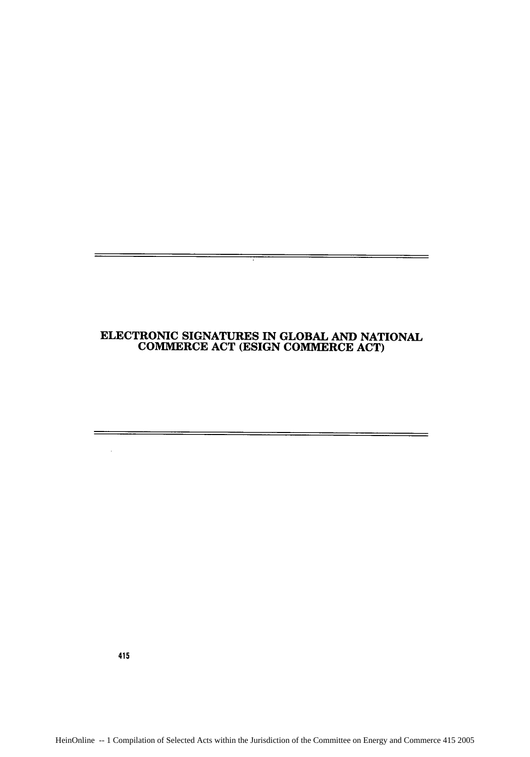# ELECTRONIC SIGNATURES IN GLOBAL AND NATIONAL COMMERCE ACT (ESIGN COMMERCE ACT)